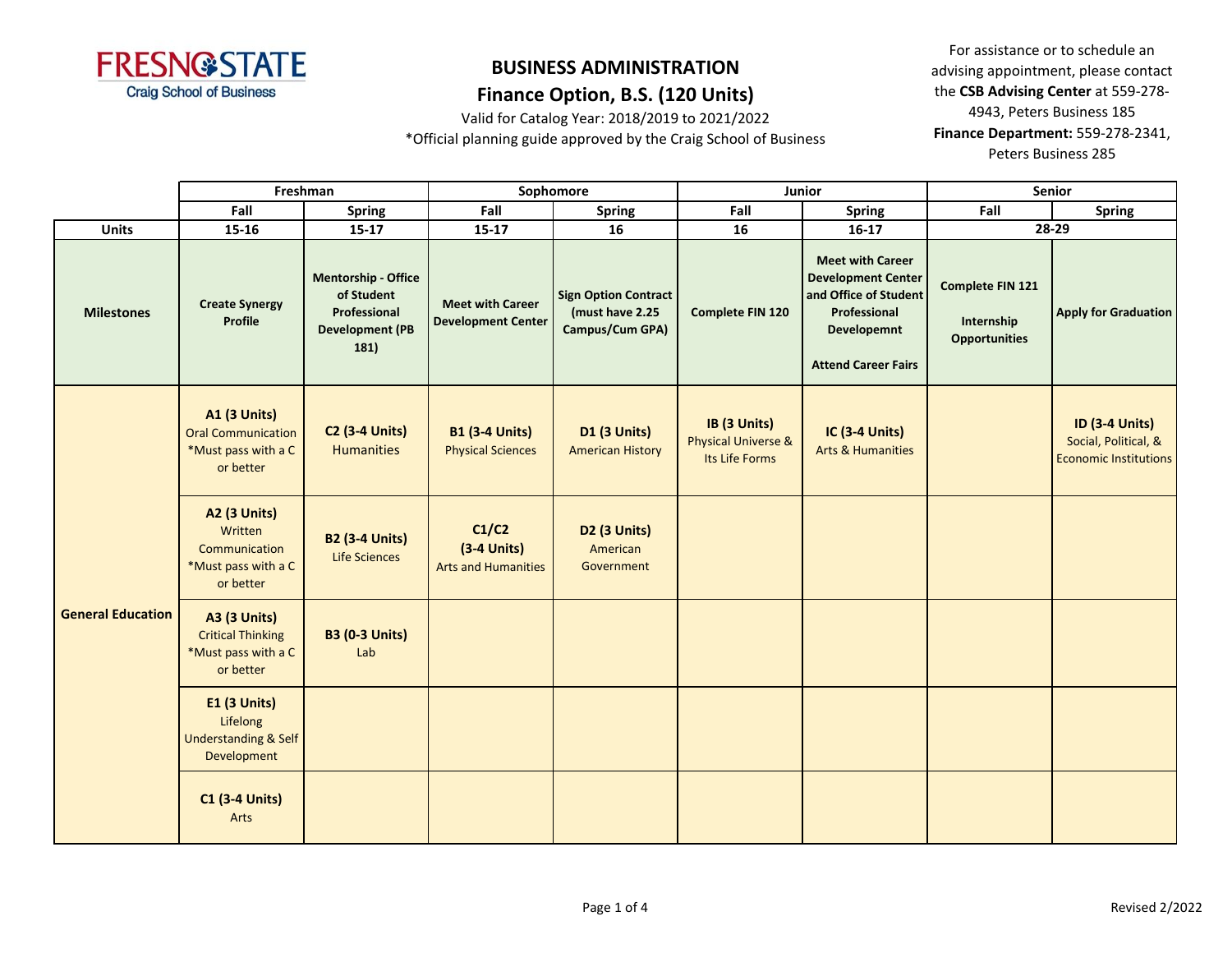# BUSINESS ADMINISTRATION

## Finance Option, B.S. (120 Units)

Valid for Catalog Year: 2018/2019 to 2021/2022

*Official planning guide approved by the Craig School of Business

For assistance or to schedule an advising appointment, please contact the **CSB Advising Center** at 559-278-4943, Peters Business 185

**Finance Department:** 559-278-2341, Peters Business 285

| | Freshman | | Sophomore | | Junior | | Senior | |
|---|---|---|---|---|---|---|---|---|
| | **Fall** | **Spring** | **Fall** | **Spring** | **Fall** | **Spring** | **Fall** | **Spring** |
| **Units** | **15-16** | **15-17** | **15-17** | **16** | **16** | **16-17** | **28-29** | |
| **Milestones** | **Create Synergy Profile** | **Mentorship - Office of Student Professional Development (PB 181)** | **Meet with Career Development Center** | **Sign Option Contract (must have 2.25 Campus/Cum GPA)** | **Complete FIN 120** | **Meet with Career Development Center and Office of Student Professional Developemnt**<br>**Attend Career Fairs** | **Complete FIN 121**<br>**Internship Opportunities** | **Apply for Graduation** |
| **General Education** | **A1 (3 Units)** Oral Communication *Must pass with a C or better | **C2 (3-4 Units)** Humanities | **B1 (3-4 Units)** Physical Sciences | **D1 (3 Units)** American History | **IB (3 Units)** Physical Universe & Its Life Forms | **IC (3-4 Units)** Arts & Humanities | | **ID (3-4 Units)** Social, Political, & Economic Institutions |
| | **A2 (3 Units)** Written Communication *Must pass with a C or better | **B2 (3-4 Units)** Life Sciences | **C1/C2 (3-4 Units)** Arts and Humanities | **D2 (3 Units)** American Government | | | | |
| | **A3 (3 Units)** Critical Thinking *Must pass with a C or better | **B3 (0-3 Units)** Lab | | | | | | |
| | **E1 (3 Units)** Lifelong Understanding & Self Development | | | | | | | |
| | **C1 (3-4 Units)** Arts | | | | | | | |

Revised 2/2022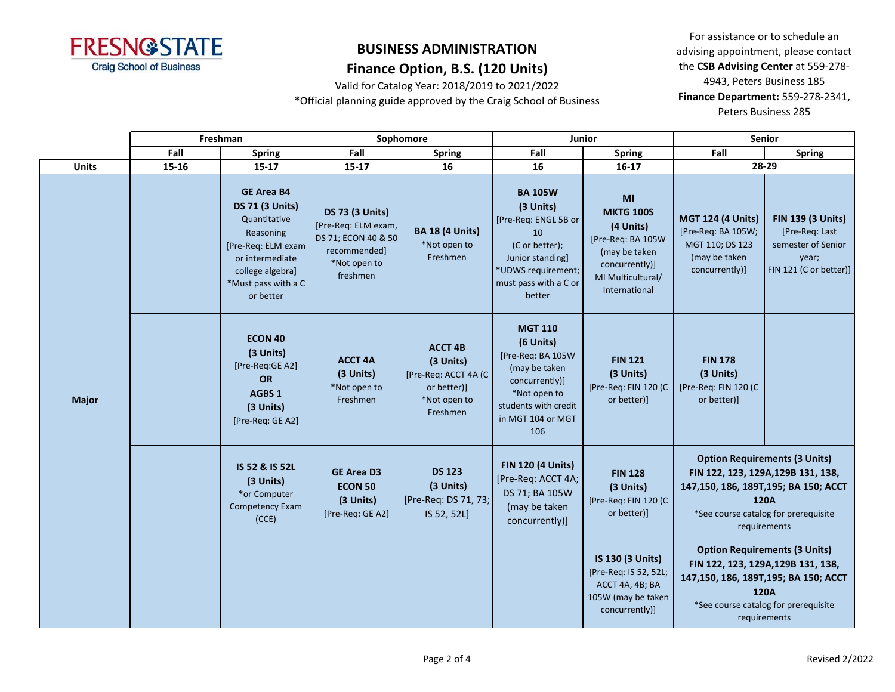FRESNO STATE
Craig School of Business

# BUSINESS ADMINISTRATION

## Finance Option, B.S. (120 Units)

Valid for Catalog Year: 2018/2019 to 2021/2022

*Official planning guide approved by the Craig School of Business

For assistance or to schedule an advising appointment, please contact the **CSB Advising Center** at 559-278-4943, Peters Business 185

**Finance Department:** 559-278-2341, Peters Business 285

| | Freshman | | Sophomore | | Junior | | Senior | |
|---|---|---|---|---|---|---|---|---|
| | Fall | Spring | Fall | Spring | Fall | Spring | Fall | Spring |
| **Units** | 15-16 | 15-17 | 15-17 | 16 | 16 | 16-17 | 28-29 | |
| **Major** | | **GE Area B4** **DS 71 (3 Units)** Quantitative Reasoning [Pre-Req: ELM exam or intermediate college algebra] *Must pass with a C or better | **DS 73 (3 Units)** [Pre-Req: ELM exam, DS 71; ECON 40 & 50 recommended] *Not open to freshmen | **BA 18 (4 Units)** *Not open to Freshmen | **BA 105W** **(3 Units)** [Pre-Req: ENGL 5B or 10 (C or better); Junior standing] *UDWS requirement; must pass with a C or better | **MI** **MKTG 100S** **(4 Units)** [Pre-Req: BA 105W (may be taken concurrently)] MI Multicultural/ International | **MGT 124 (4 Units)** [Pre-Req: BA 105W; MGT 110; DS 123 (may be taken concurrently)] | **FIN 139 (3 Units)** [Pre-Req: Last semester of Senior year; FIN 121 (C or better)] |
| | | **ECON 40** **(3 Units)** [Pre-Req:GE A2] **OR** **AGBS 1** **(3 Units)** [Pre-Req: GE A2] | **ACCT 4A** **(3 Units)** *Not open to Freshmen | **ACCT 4B** **(3 Units)** [Pre-Req: ACCT 4A (C or better)] *Not open to Freshmen | **MGT 110** **(6 Units)** [Pre-Req: BA 105W (may be taken concurrently)] *Not open to students with credit in MGT 104 or MGT 106 | **FIN 121** **(3 Units)** [Pre-Req: FIN 120 (C or better)] | **FIN 178** **(3 Units)** [Pre-Req: FIN 120 (C or better)] | |
| | | **IS 52 & IS 52L** **(3 Units)** *or Computer Competency Exam (CCE) | **GE Area D3** **ECON 50** **(3 Units)** [Pre-Req: GE A2] | **DS 123** **(3 Units)** [Pre-Req: DS 71, 73; IS 52, 52L] | **FIN 120 (4 Units)** [Pre-Req: ACCT 4A; DS 71; BA 105W (may be taken concurrently)] | **FIN 128** **(3 Units)** [Pre-Req: FIN 120 (C or better)] | **Option Requirements (3 Units)** **FIN 122, 123, 129A,129B 131, 138, 147,150, 186, 189T,195; BA 150; ACCT 120A** *See course catalog for prerequisite requirements | |
| | | | | | | **IS 130 (3 Units)** [Pre-Req: IS 52, 52L; ACCT 4A, 4B; BA 105W (may be taken concurrently)] | **Option Requirements (3 Units)** **FIN 122, 123, 129A,129B 131, 138, 147,150, 186, 189T,195; BA 150; ACCT 120A** *See course catalog for prerequisite requirements | |

Revised 2/2022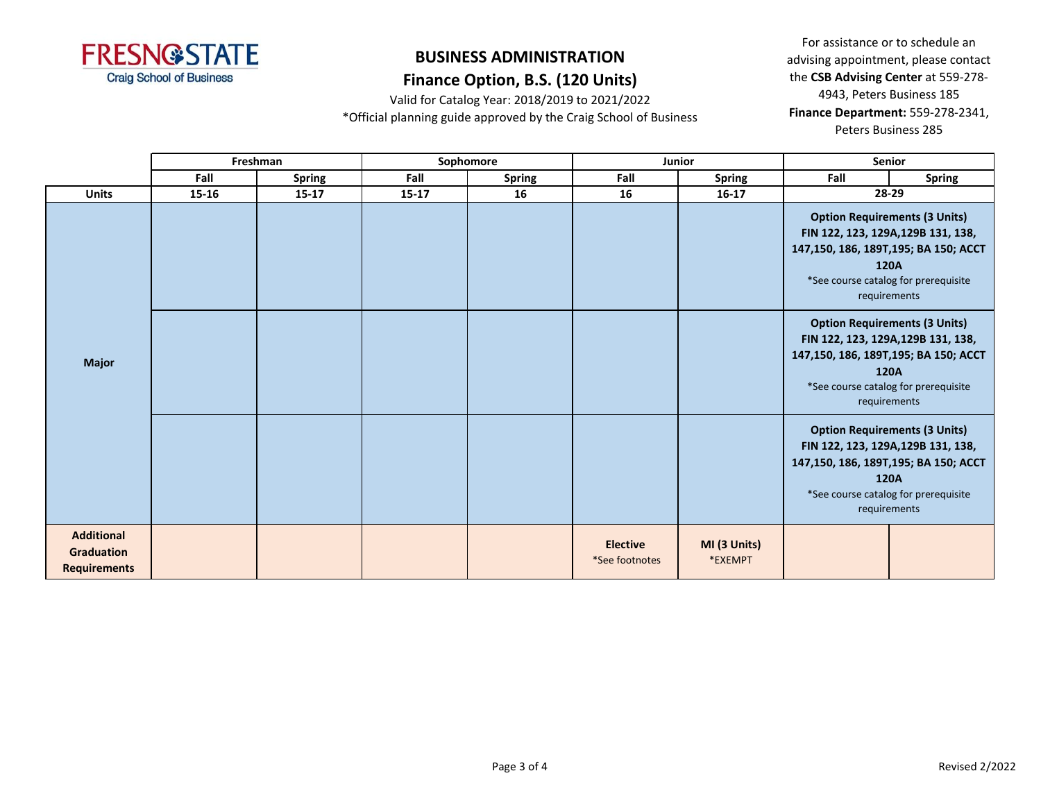**FRESNO STATE**
Craig School of Business

# BUSINESS ADMINISTRATION

## Finance Option, B.S. (120 Units)

Valid for Catalog Year: 2018/2019 to 2021/2022
*Official planning guide approved by the Craig School of Business

For assistance or to schedule an advising appointment, please contact the **CSB Advising Center** at 559-278-4943, Peters Business 185
**Finance Department:** 559-278-2341, Peters Business 285

| | Freshman | | Sophomore | | Junior | | Senior | |
|---|---|---|---|---|---|---|---|---|
| | Fall | Spring | Fall | Spring | Fall | Spring | Fall | Spring |
| **Units** | 15-16 | 15-17 | 15-17 | 16 | 16 | 16-17 | 28-29 | |
| **Major** | | | | | | | **Option Requirements (3 Units)** FIN 122, 123, 129A,129B 131, 138, 147,150, 186, 189T,195; BA 150; ACCT 120A *See course catalog for prerequisite requirements | |
| | | | | | | | **Option Requirements (3 Units)** FIN 122, 123, 129A,129B 131, 138, 147,150, 186, 189T,195; BA 150; ACCT 120A *See course catalog for prerequisite requirements | |
| | | | | | | | **Option Requirements (3 Units)** FIN 122, 123, 129A,129B 131, 138, 147,150, 186, 189T,195; BA 150; ACCT 120A *See course catalog for prerequisite requirements | |
| **Additional Graduation Requirements** | | | | | **Elective** *See footnotes | **MI (3 Units)** *EXEMPT | | |

Revised 2/2022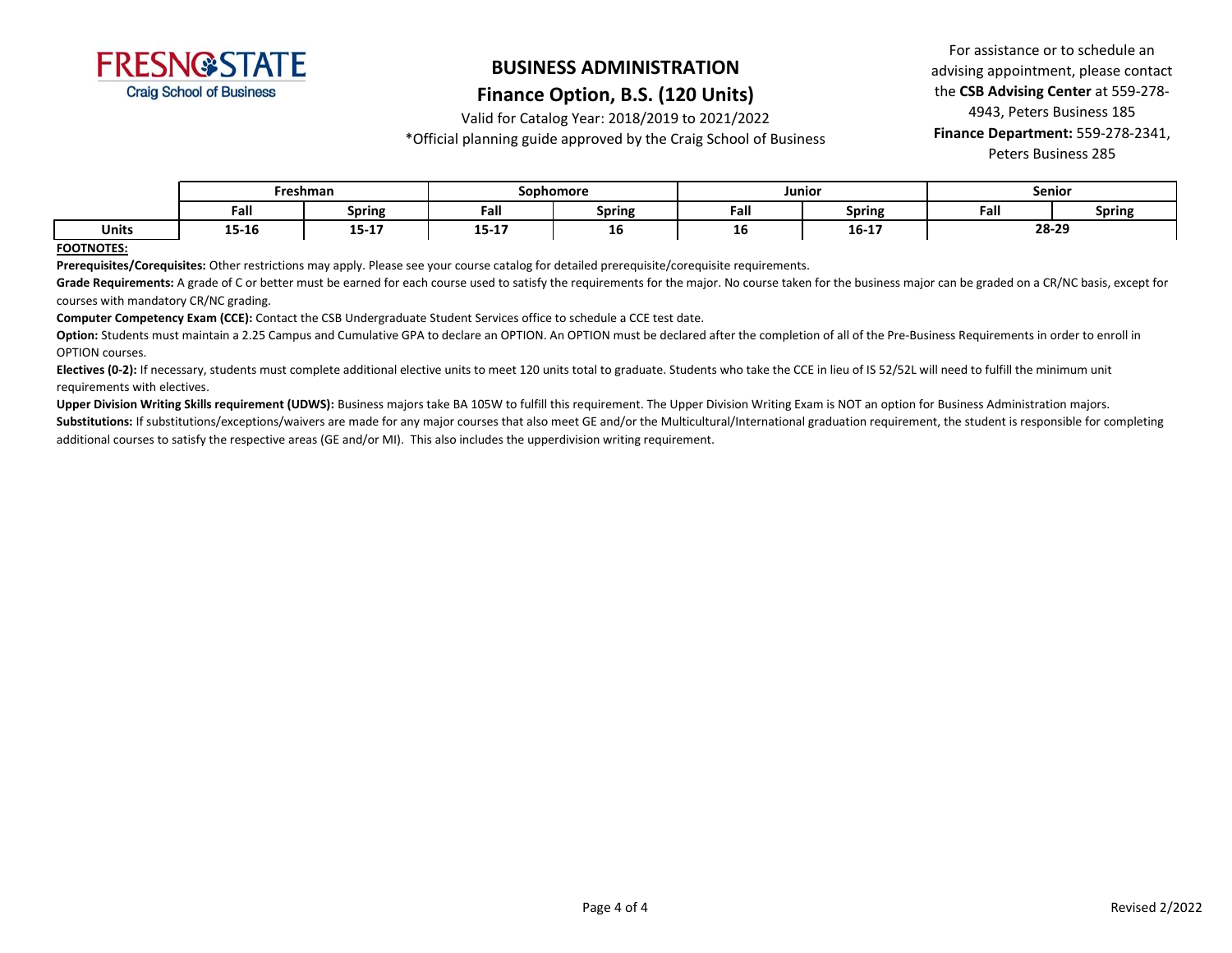FRESNO STATE
Craig School of Business

# BUSINESS ADMINISTRATION

## Finance Option, B.S. (120 Units)

Valid for Catalog Year: 2018/2019 to 2021/2022

*Official planning guide approved by the Craig School of Business

For assistance or to schedule an advising appointment, please contact the **CSB Advising Center** at 559-278-4943, Peters Business 185

**Finance Department:** 559-278-2341, Peters Business 285

| | Freshman | | Sophomore | | Junior | | Senior | |
|---|---|---|---|---|---|---|---|---|
| | **Fall** | **Spring** | **Fall** | **Spring** | **Fall** | **Spring** | **Fall** | **Spring** |
| **Units** | **15-16** | **15-17** | **15-17** | **16** | **16** | **16-17** | **28-29** | |

**FOOTNOTES:**

**Prerequisites/Corequisites:** Other restrictions may apply. Please see your course catalog for detailed prerequisite/corequisite requirements.

**Grade Requirements:** A grade of C or better must be earned for each course used to satisfy the requirements for the major. No course taken for the business major can be graded on a CR/NC basis, except for courses with mandatory CR/NC grading.

**Computer Competency Exam (CCE):** Contact the CSB Undergraduate Student Services office to schedule a CCE test date.

**Option:** Students must maintain a 2.25 Campus and Cumulative GPA to declare an OPTION. An OPTION must be declared after the completion of all of the Pre-Business Requirements in order to enroll in OPTION courses.

**Electives (0-2):** If necessary, students must complete additional elective units to meet 120 units total to graduate. Students who take the CCE in lieu of IS 52/52L will need to fulfill the minimum unit requirements with electives.

**Upper Division Writing Skills requirement (UDWS):** Business majors take BA 105W to fulfill this requirement. The Upper Division Writing Exam is NOT an option for Business Administration majors.

**Substitutions:** If substitutions/exceptions/waivers are made for any major courses that also meet GE and/or the Multicultural/International graduation requirement, the student is responsible for completing additional courses to satisfy the respective areas (GE and/or MI). This also includes the upperdivision writing requirement.

Revised 2/2022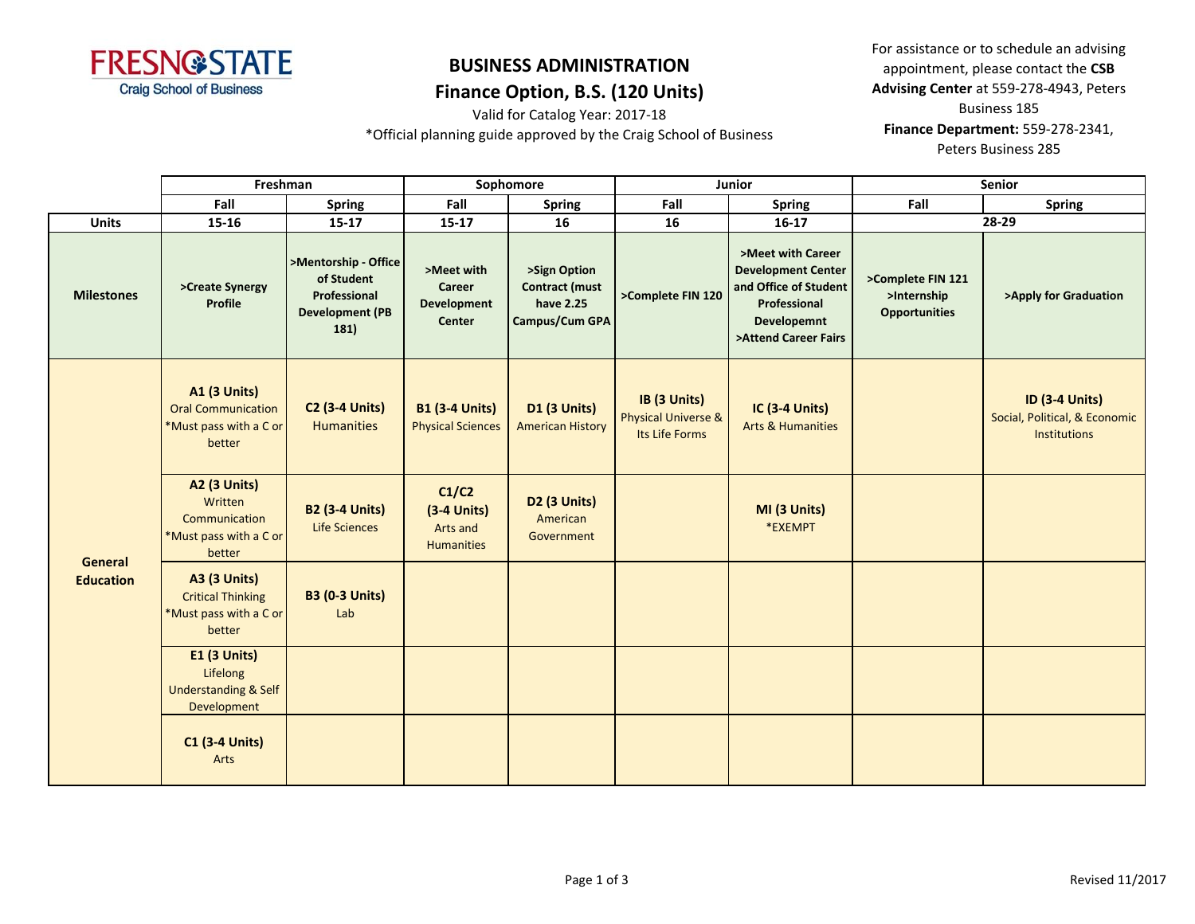# BUSINESS ADMINISTRATION

## Finance Option, B.S. (120 Units)

Valid for Catalog Year: 2017-18

*Official planning guide approved by the Craig School of Business

For assistance or to schedule an advising appointment, please contact the **CSB Advising Center** at 559-278-4943, Peters Business 185

**Finance Department:** 559-278-2341, Peters Business 285

| | Freshman | | Sophomore | | Junior | | Senior | |
|---|---|---|---|---|---|---|---|---|
| | **Fall** | **Spring** | **Fall** | **Spring** | **Fall** | **Spring** | **Fall** | **Spring** |
| **Units** | **15-16** | **15-17** | **15-17** | **16** | **16** | **16-17** | **28-29** | |
| **Milestones** | **>Create Synergy Profile** | **>Mentorship - Office of Student Professional Development (PB 181)** | **>Meet with Career Development Center** | **>Sign Option Contract (must have 2.25 Campus/Cum GPA** | **>Complete FIN 120** | **>Meet with Career Development Center and Office of Student Professional Developemnt >Attend Career Fairs** | **>Complete FIN 121 >Internship Opportunities** | **>Apply for Graduation** |
| **General Education** | **A1 (3 Units)** Oral Communication *Must pass with a C or better | **C2 (3-4 Units)** Humanities | **B1 (3-4 Units)** Physical Sciences | **D1 (3 Units)** American History | **IB (3 Units)** Physical Universe & Its Life Forms | **IC (3-4 Units)** Arts & Humanities | | **ID (3-4 Units)** Social, Political, & Economic Institutions |
| | **A2 (3 Units)** Written Communication *Must pass with a C or better | **B2 (3-4 Units)** Life Sciences | **C1/C2 (3-4 Units)** Arts and Humanities | **D2 (3 Units)** American Government | | **MI (3 Units)** *EXEMPT | | |
| | **A3 (3 Units)** Critical Thinking *Must pass with a C or better | **B3 (0-3 Units)** Lab | | | | | | |
| | **E1 (3 Units)** Lifelong Understanding & Self Development | | | | | | | |
| | **C1 (3-4 Units)** Arts | | | | | | | |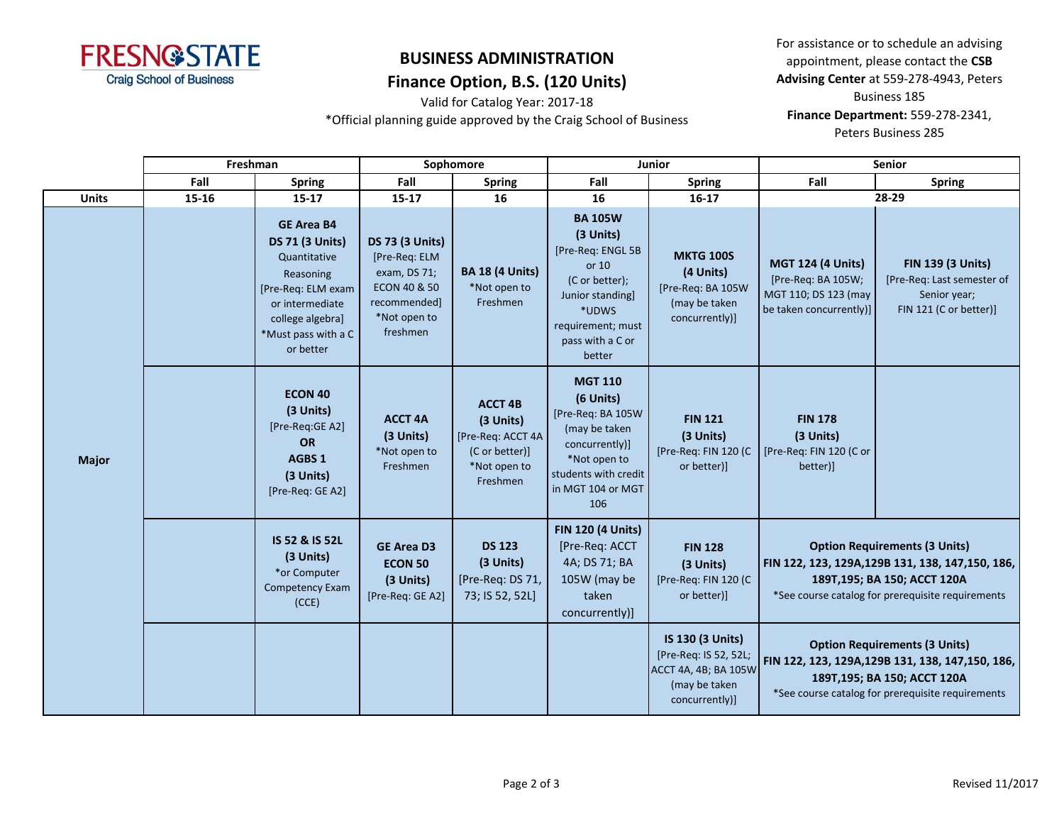FRESNO STATE
Craig School of Business

# BUSINESS ADMINISTRATION

## Finance Option, B.S. (120 Units)

Valid for Catalog Year: 2017-18

*Official planning guide approved by the Craig School of Business

For assistance or to schedule an advising appointment, please contact the **CSB Advising Center** at 559-278-4943, Peters Business 185

**Finance Department:** 559-278-2341, Peters Business 285

| | Freshman | | Sophomore | | Junior | | Senior | |
|---|---|---|---|---|---|---|---|---|
| | Fall | Spring | Fall | Spring | Fall | Spring | Fall | Spring |
| **Units** | 15-16 | 15-17 | 15-17 | 16 | 16 | 16-17 | 28-29 | |
| **Major** | | **GE Area B4 DS 71 (3 Units)** Quantitative Reasoning [Pre-Req: ELM exam or intermediate college algebra] *Must pass with a C or better | **DS 73 (3 Units)** [Pre-Req: ELM exam, DS 71; ECON 40 & 50 recommended] *Not open to freshmen | **BA 18 (4 Units)** *Not open to Freshmen | **BA 105W (3 Units)** [Pre-Req: ENGL 5B or 10 (C or better); Junior standing] *UDWS requirement; must pass with a C or better | **MKTG 100S (4 Units)** [Pre-Req: BA 105W (may be taken concurrently)] | **MGT 124 (4 Units)** [Pre-Req: BA 105W; MGT 110; DS 123 (may be taken concurrently)] | **FIN 139 (3 Units)** [Pre-Req: Last semester of Senior year; FIN 121 (C or better)] |
| | | **ECON 40 (3 Units)** [Pre-Req:GE A2] **OR** **AGBS 1 (3 Units)** [Pre-Req: GE A2] | **ACCT 4A (3 Units)** *Not open to Freshmen | **ACCT 4B (3 Units)** [Pre-Req: ACCT 4A (C or better)] *Not open to Freshmen | **MGT 110 (6 Units)** [Pre-Req: BA 105W (may be taken concurrently)] *Not open to students with credit in MGT 104 or MGT 106 | **FIN 121 (3 Units)** [Pre-Req: FIN 120 (C or better)] | **FIN 178 (3 Units)** [Pre-Req: FIN 120 (C or better)] | |
| | | **IS 52 & IS 52L (3 Units)** *or Computer Competency Exam (CCE) | **GE Area D3 ECON 50 (3 Units)** [Pre-Req: GE A2] | **DS 123 (3 Units)** [Pre-Req: DS 71, 73; IS 52, 52L] | **FIN 120 (4 Units)** [Pre-Req: ACCT 4A; DS 71; BA 105W (may be taken concurrently)] | **FIN 128 (3 Units)** [Pre-Req: FIN 120 (C or better)] | **Option Requirements (3 Units)** FIN 122, 123, 129A,129B 131, 138, 147,150, 186, 189T,195; BA 150; ACCT 120A *See course catalog for prerequisite requirements | |
| | | | | | | **IS 130 (3 Units)** [Pre-Req: IS 52, 52L; ACCT 4A, 4B; BA 105W (may be taken concurrently)] | **Option Requirements (3 Units)** FIN 122, 123, 129A,129B 131, 138, 147,150, 186, 189T,195; BA 150; ACCT 120A *See course catalog for prerequisite requirements | |

Revised 11/2017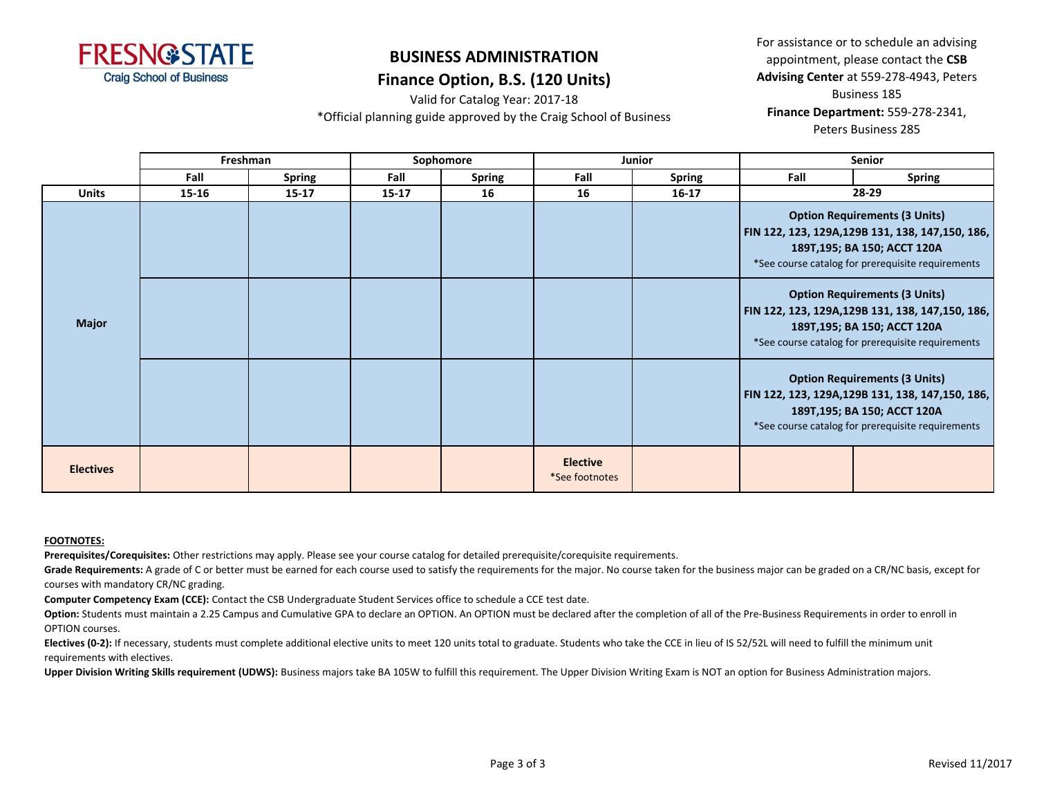**FRESNO STATE**
Craig School of Business

# BUSINESS ADMINISTRATION

## Finance Option, B.S. (120 Units)

Valid for Catalog Year: 2017-18

*Official planning guide approved by the Craig School of Business

For assistance or to schedule an advising appointment, please contact the **CSB Advising Center** at 559-278-4943, Peters Business 185

**Finance Department:** 559-278-2341, Peters Business 285

| | Freshman | | Sophomore | | Junior | | Senior | |
|---|---|---|---|---|---|---|---|---|
| | **Fall** | **Spring** | **Fall** | **Spring** | **Fall** | **Spring** | **Fall** | **Spring** |
| **Units** | **15-16** | **15-17** | **15-17** | **16** | **16** | **16-17** | **28-29** | |
| **Major** | | | | | | | **Option Requirements (3 Units)** **FIN 122, 123, 129A,129B 131, 138, 147,150, 186, 189T,195; BA 150; ACCT 120A** *See course catalog for prerequisite requirements | |
| | | | | | | | **Option Requirements (3 Units)** **FIN 122, 123, 129A,129B 131, 138, 147,150, 186, 189T,195; BA 150; ACCT 120A** *See course catalog for prerequisite requirements | |
| | | | | | | | **Option Requirements (3 Units)** **FIN 122, 123, 129A,129B 131, 138, 147,150, 186, 189T,195; BA 150; ACCT 120A** *See course catalog for prerequisite requirements | |
| **Electives** | | | | | **Elective** *See footnotes | | | |

**FOOTNOTES:**

**Prerequisites/Corequisites:** Other restrictions may apply. Please see your course catalog for detailed prerequisite/corequisite requirements.

**Grade Requirements:** A grade of C or better must be earned for each course used to satisfy the requirements for the major. No course taken for the business major can be graded on a CR/NC basis, except for courses with mandatory CR/NC grading.

**Computer Competency Exam (CCE):** Contact the CSB Undergraduate Student Services office to schedule a CCE test date.

**Option:** Students must maintain a 2.25 Campus and Cumulative GPA to declare an OPTION. An OPTION must be declared after the completion of all of the Pre-Business Requirements in order to enroll in OPTION courses.

**Electives (0-2):** If necessary, students must complete additional elective units to meet 120 units total to graduate. Students who take the CCE in lieu of IS 52/52L will need to fulfill the minimum unit requirements with electives.

**Upper Division Writing Skills requirement (UDWS):** Business majors take BA 105W to fulfill this requirement. The Upper Division Writing Exam is NOT an option for Business Administration majors.

Revised 11/2017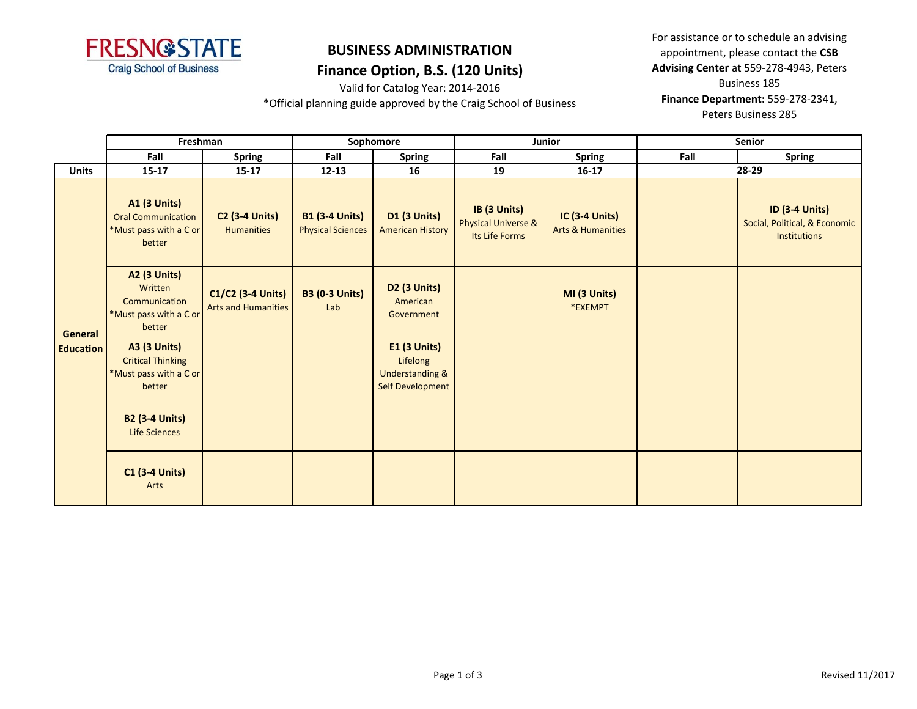FRESNO STATE
Craig School of Business

# BUSINESS ADMINISTRATION
## Finance Option, B.S. (120 Units)

Valid for Catalog Year: 2014-2016
*Official planning guide approved by the Craig School of Business

For assistance or to schedule an advising appointment, please contact the **CSB Advising Center** at 559-278-4943, Peters Business 185
**Finance Department:** 559-278-2341, Peters Business 285

| | Freshman | | Sophomore | | Junior | | Senior | |
|---|---|---|---|---|---|---|---|---|
| | Fall | Spring | Fall | Spring | Fall | Spring | Fall | Spring |
| **Units** | 15-17 | 15-17 | 12-13 | 16 | 19 | 16-17 | 28-29 | |
| **General Education** | **A1 (3 Units)** Oral Communication *Must pass with a C or better | **C2 (3-4 Units)** Humanities | **B1 (3-4 Units)** Physical Sciences | **D1 (3 Units)** American History | **IB (3 Units)** Physical Universe & Its Life Forms | **IC (3-4 Units)** Arts & Humanities | | **ID (3-4 Units)** Social, Political, & Economic Institutions |
| | **A2 (3 Units)** Written Communication *Must pass with a C or better | **C1/C2 (3-4 Units)** Arts and Humanities | **B3 (0-3 Units)** Lab | **D2 (3 Units)** American Government | | **MI (3 Units)** *EXEMPT | | |
| | **A3 (3 Units)** Critical Thinking *Must pass with a C or better | | | **E1 (3 Units)** Lifelong Understanding & Self Development | | | | |
| | **B2 (3-4 Units)** Life Sciences | | | | | | | |
| | **C1 (3-4 Units)** Arts | | | | | | | |

Revised 11/2017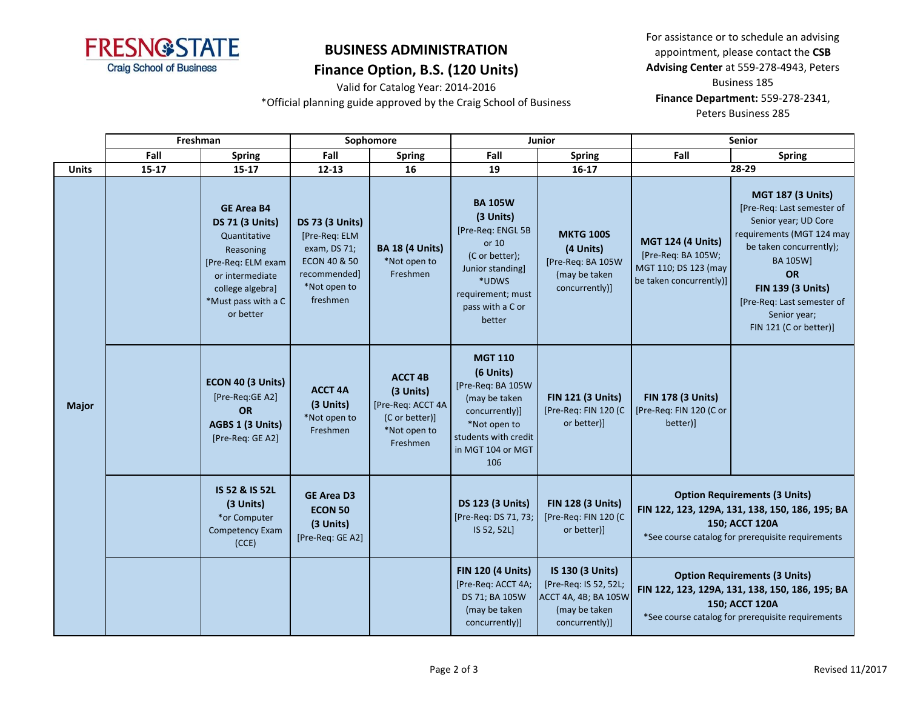# BUSINESS ADMINISTRATION

## Finance Option, B.S. (120 Units)

Valid for Catalog Year: 2014-2016

*Official planning guide approved by the Craig School of Business

For assistance or to schedule an advising appointment, please contact the **CSB Advising Center** at 559-278-4943, Peters Business 185

**Finance Department:** 559-278-2341, Peters Business 285

| | Freshman | | Sophomore | | Junior | | Senior | |
|---|---|---|---|---|---|---|---|---|
| | **Fall** | **Spring** | **Fall** | **Spring** | **Fall** | **Spring** | **Fall** | **Spring** |
| **Units** | **15-17** | **15-17** | **12-13** | **16** | **19** | **16-17** | **28-29** | |
| **Major** | | **GE Area B4** **DS 71 (3 Units)** Quantitative Reasoning [Pre-Req: ELM exam or intermediate college algebra] *Must pass with a C or better | **DS 73 (3 Units)** [Pre-Req: ELM exam, DS 71; ECON 40 & 50 recommended] *Not open to freshmen | **BA 18 (4 Units)** *Not open to Freshmen | **BA 105W (3 Units)** [Pre-Req: ENGL 5B or 10 (C or better); Junior standing] *UDWS requirement; must pass with a C or better | **MKTG 100S (4 Units)** [Pre-Req: BA 105W (may be taken concurrently)] | **MGT 124 (4 Units)** [Pre-Req: BA 105W; MGT 110; DS 123 (may be taken concurrently)] | **MGT 187 (3 Units)** [Pre-Req: Last semester of Senior year; UD Core requirements (MGT 124 may be taken concurrently); BA 105W] **OR** **FIN 139 (3 Units)** [Pre-Req: Last semester of Senior year; FIN 121 (C or better)] |
| | | **ECON 40 (3 Units)** [Pre-Req:GE A2] **OR** **AGBS 1 (3 Units)** [Pre-Req: GE A2] | **ACCT 4A (3 Units)** *Not open to Freshmen | **ACCT 4B (3 Units)** [Pre-Req: ACCT 4A (C or better)] *Not open to Freshmen | **MGT 110 (6 Units)** [Pre-Req: BA 105W (may be taken concurrently)] *Not open to students with credit in MGT 104 or MGT 106 | **FIN 121 (3 Units)** [Pre-Req: FIN 120 (C or better)] | **FIN 178 (3 Units)** [Pre-Req: FIN 120 (C or better)] | |
| | | **IS 52 & IS 52L (3 Units)** *or Computer Competency Exam (CCE) | **GE Area D3** **ECON 50 (3 Units)** [Pre-Req: GE A2] | | **DS 123 (3 Units)** [Pre-Req: DS 71, 73; IS 52, 52L] | **FIN 128 (3 Units)** [Pre-Req: FIN 120 (C or better)] | **Option Requirements (3 Units)** FIN 122, 123, 129A, 131, 138, 150, 186, 195; BA 150; ACCT 120A *See course catalog for prerequisite requirements | |
| | | | | | **FIN 120 (4 Units)** [Pre-Req: ACCT 4A; DS 71; BA 105W (may be taken concurrently)] | **IS 130 (3 Units)** [Pre-Req: IS 52, 52L; ACCT 4A, 4B; BA 105W (may be taken concurrently)] | **Option Requirements (3 Units)** FIN 122, 123, 129A, 131, 138, 150, 186, 195; BA 150; ACCT 120A *See course catalog for prerequisite requirements | |

Revised 11/2017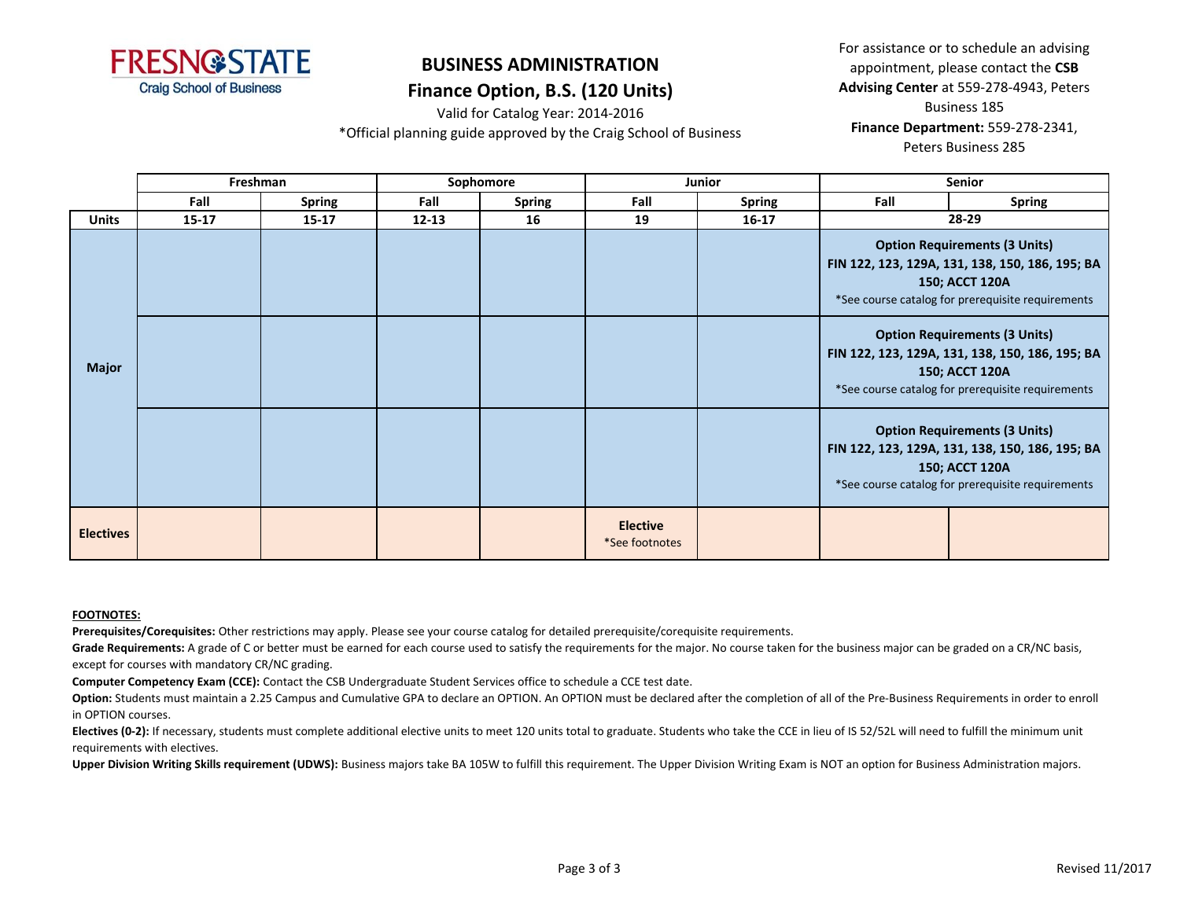# BUSINESS ADMINISTRATION

## Finance Option, B.S. (120 Units)

Valid for Catalog Year: 2014-2016

*Official planning guide approved by the Craig School of Business

For assistance or to schedule an advising appointment, please contact the **CSB Advising Center** at 559-278-4943, Peters Business 185

**Finance Department:** 559-278-2341, Peters Business 285

| | Freshman | | Sophomore | | Junior | | Senior | |
|---|---|---|---|---|---|---|---|---|
| | **Fall** | **Spring** | **Fall** | **Spring** | **Fall** | **Spring** | **Fall** | **Spring** |
| **Units** | **15-17** | **15-17** | **12-13** | **16** | **19** | **16-17** | **28-29** | |
| **Major** | | | | | | | **Option Requirements (3 Units)** **FIN 122, 123, 129A, 131, 138, 150, 186, 195; BA 150; ACCT 120A** *See course catalog for prerequisite requirements | |
| | | | | | | | **Option Requirements (3 Units)** **FIN 122, 123, 129A, 131, 138, 150, 186, 195; BA 150; ACCT 120A** *See course catalog for prerequisite requirements | |
| | | | | | | | **Option Requirements (3 Units)** **FIN 122, 123, 129A, 131, 138, 150, 186, 195; BA 150; ACCT 120A** *See course catalog for prerequisite requirements | |
| **Electives** | | | | | **Elective** *See footnotes | | | |

**FOOTNOTES:**

**Prerequisites/Corequisites:** Other restrictions may apply. Please see your course catalog for detailed prerequisite/corequisite requirements.

**Grade Requirements:** A grade of C or better must be earned for each course used to satisfy the requirements for the major. No course taken for the business major can be graded on a CR/NC basis, except for courses with mandatory CR/NC grading.

**Computer Competency Exam (CCE):** Contact the CSB Undergraduate Student Services office to schedule a CCE test date.

**Option:** Students must maintain a 2.25 Campus and Cumulative GPA to declare an OPTION. An OPTION must be declared after the completion of all of the Pre-Business Requirements in order to enroll in OPTION courses.

**Electives (0-2):** If necessary, students must complete additional elective units to meet 120 units total to graduate. Students who take the CCE in lieu of IS 52/52L will need to fulfill the minimum unit requirements with electives.

**Upper Division Writing Skills requirement (UDWS):** Business majors take BA 105W to fulfill this requirement. The Upper Division Writing Exam is NOT an option for Business Administration majors.

Revised 11/2017